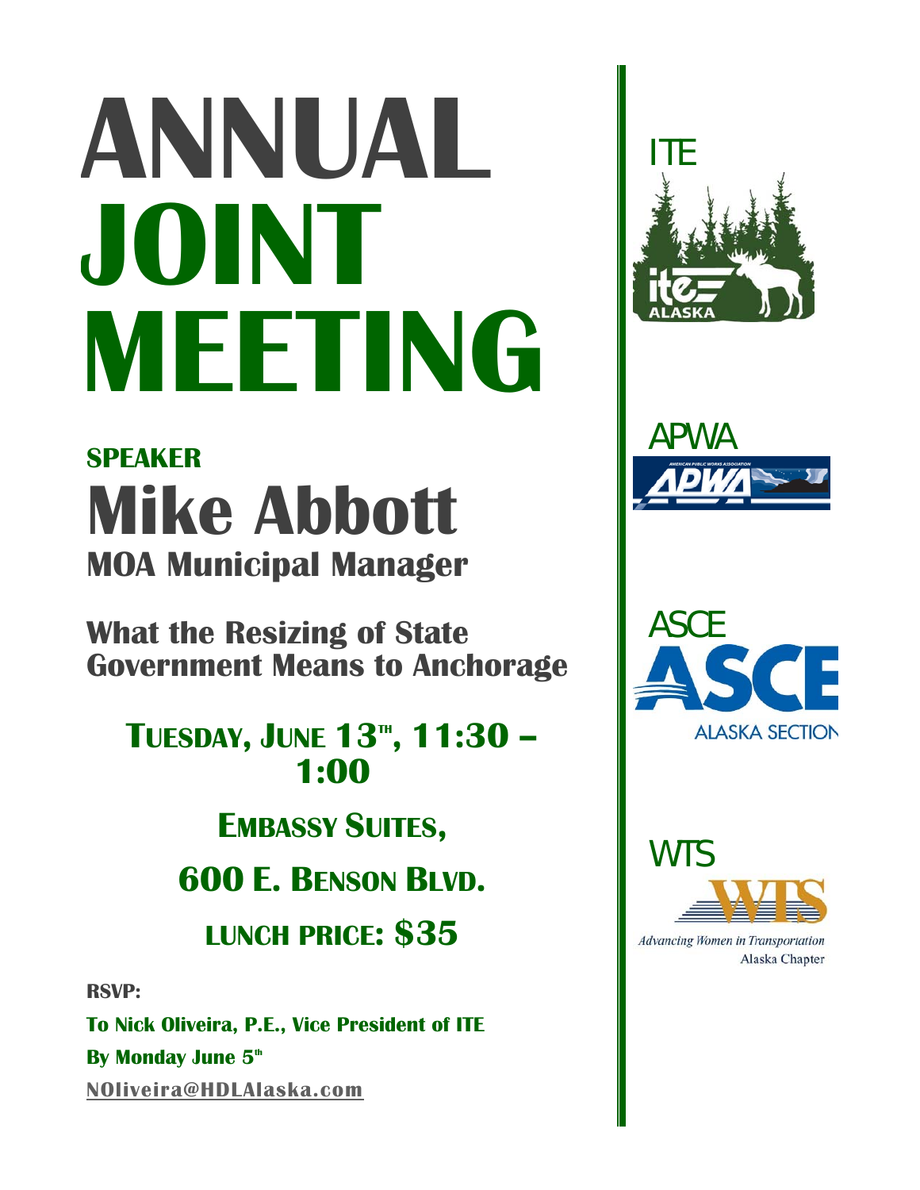# ANNUAL JOINT MEETING

## SPEAKER

# Mike Abbott

## MOA Municipal Manager

## What the Resizing of State Government Means to Anchorage

**TUESDAY, JUNE 13TH, 11:30 – 1:00**

**EMBASSY SUITES,**

**600 E. BENSON BLVD.**

**LUNCH PRICE: $35**

**RSVP:**

**To Nick Oliveira, P.E., Vice President of ITE**

**By Monday June 5th**

**NOliveira@HDLAlaska.com**

ITE

APWA

ASCE

ASCE ALASKA SECTION

WTS

*Advancing Women in Transportation*
Alaska Chapter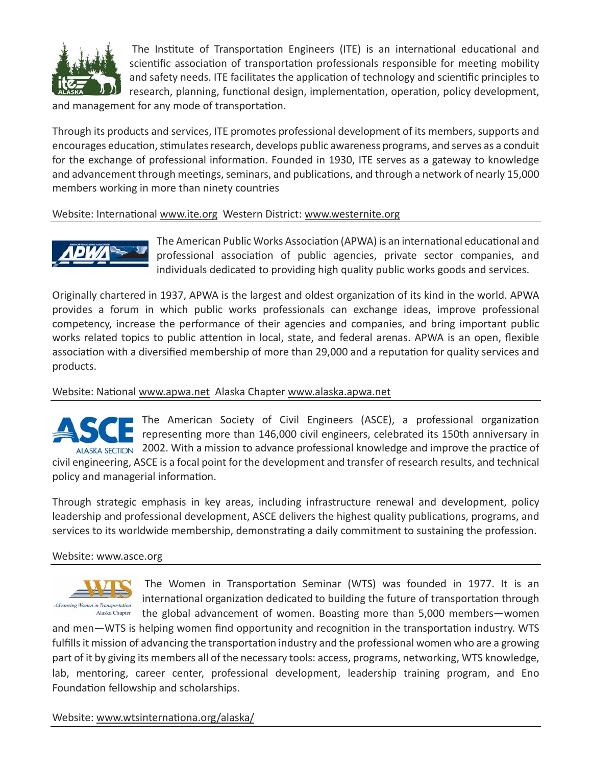The Institute of Transportation Engineers (ITE) is an international educational and scientific association of transportation professionals responsible for meeting mobility and safety needs. ITE facilitates the application of technology and scientific principles to research, planning, functional design, implementation, operation, policy development, and management for any mode of transportation.

Through its products and services, ITE promotes professional development of its members, supports and encourages education, stimulates research, develops public awareness programs, and serves as a conduit for the exchange of professional information. Founded in 1930, ITE serves as a gateway to knowledge and advancement through meetings, seminars, and publications, and through a network of nearly 15,000 members working in more than ninety countries

Website: International www.ite.org Western District: www.westernite.org

---

The American Public Works Association (APWA) is an international educational and professional association of public agencies, private sector companies, and individuals dedicated to providing high quality public works goods and services.

Originally chartered in 1937, APWA is the largest and oldest organization of its kind in the world. APWA provides a forum in which public works professionals can exchange ideas, improve professional competency, increase the performance of their agencies and companies, and bring important public works related topics to public attention in local, state, and federal arenas. APWA is an open, flexible association with a diversified membership of more than 29,000 and a reputation for quality services and products.

Website: National www.apwa.net Alaska Chapter www.alaska.apwa.net

---

The American Society of Civil Engineers (ASCE), a professional organization representing more than 146,000 civil engineers, celebrated its 150th anniversary in 2002. With a mission to advance professional knowledge and improve the practice of civil engineering, ASCE is a focal point for the development and transfer of research results, and technical policy and managerial information.

Through strategic emphasis in key areas, including infrastructure renewal and development, policy leadership and professional development, ASCE delivers the highest quality publications, programs, and services to its worldwide membership, demonstrating a daily commitment to sustaining the profession.

Website: www.asce.org

---

The Women in Transportation Seminar (WTS) was founded in 1977. It is an international organization dedicated to building the future of transportation through the global advancement of women. Boasting more than 5,000 members—women and men—WTS is helping women find opportunity and recognition in the transportation industry. WTS fulfills it mission of advancing the transportation industry and the professional women who are a growing part of it by giving its members all of the necessary tools: access, programs, networking, WTS knowledge, lab, mentoring, career center, professional development, leadership training program, and Eno Foundation fellowship and scholarships.

Website: www.wtsinternationa.org/alaska/